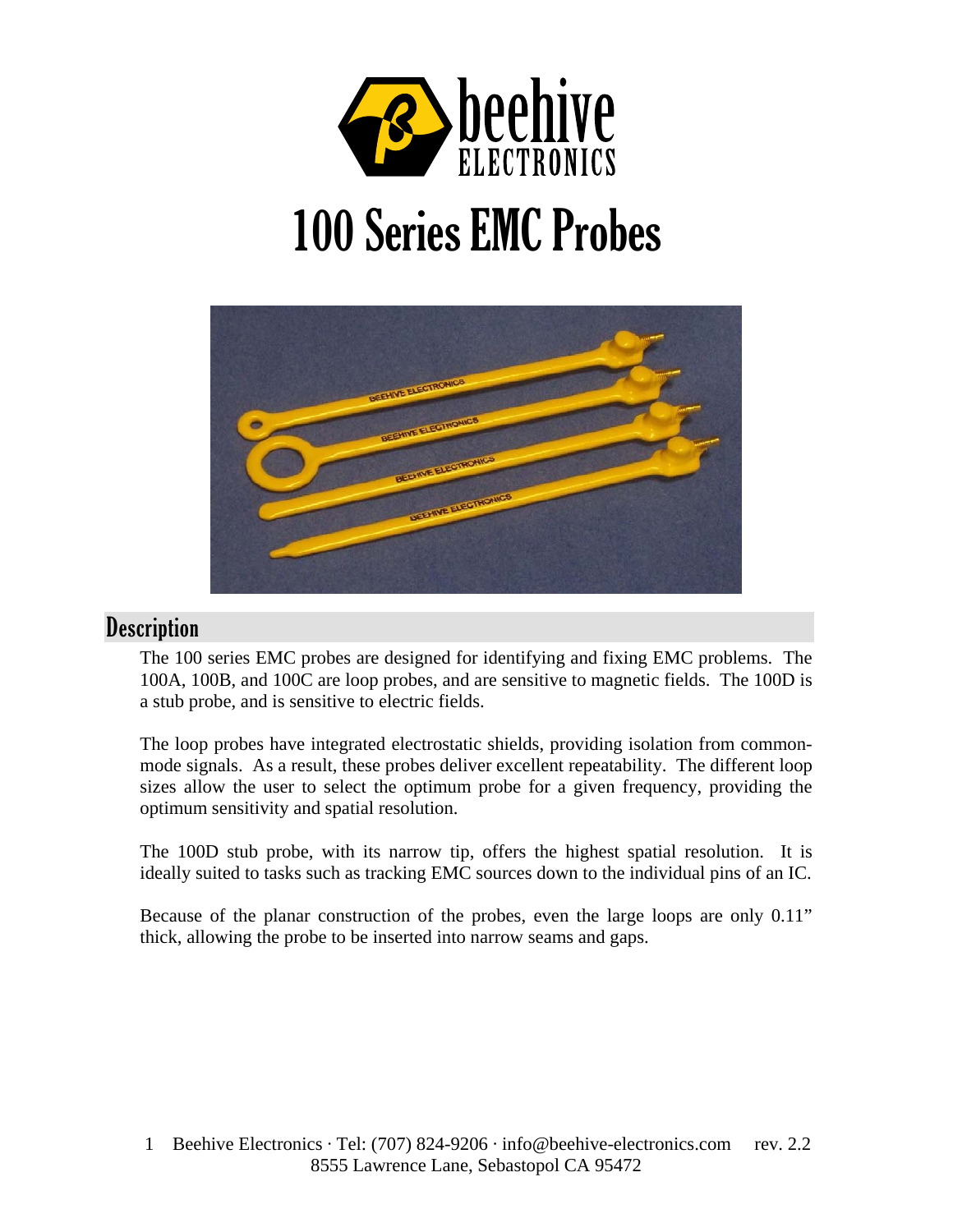# 100 Series EMC Probes

## Description

The 100 series EMC probes are designed for identifying and fixing EMC problems. The 100A, 100B, and 100C are loop probes, and are sensitive to magnetic fields. The 100D is a stub probe, and is sensitive to electric fields.

The loop probes have integrated electrostatic shields, providing isolation from common-mode signals. As a result, these probes deliver excellent repeatability. The different loop sizes allow the user to select the optimum probe for a given frequency, providing the optimum sensitivity and spatial resolution.

The 100D stub probe, with its narrow tip, offers the highest spatial resolution. It is ideally suited to tasks such as tracking EMC sources down to the individual pins of an IC.

Because of the planar construction of the probes, even the large loops are only 0.11" thick, allowing the probe to be inserted into narrow seams and gaps.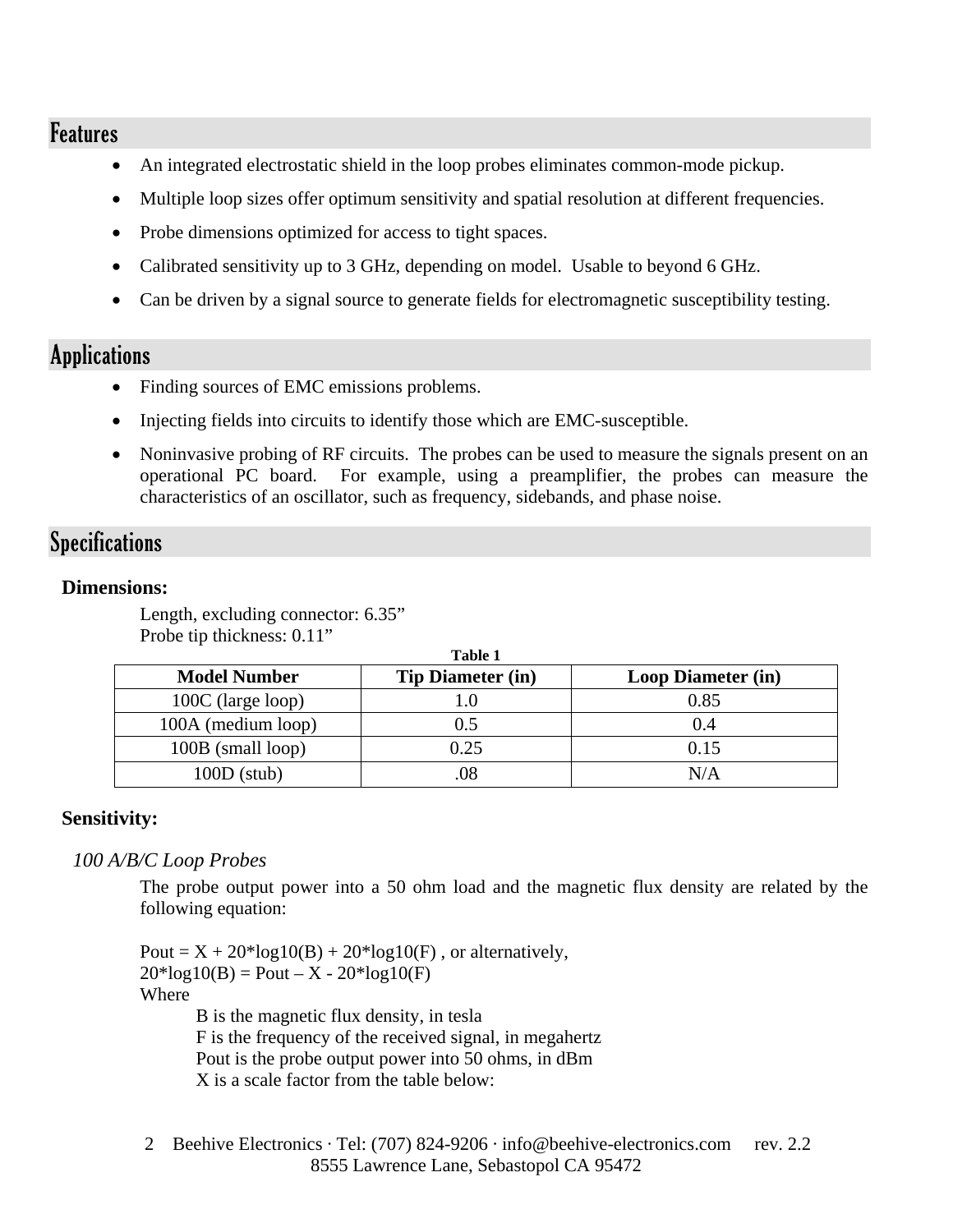## Features

- An integrated electrostatic shield in the loop probes eliminates common-mode pickup.
- Multiple loop sizes offer optimum sensitivity and spatial resolution at different frequencies.
- Probe dimensions optimized for access to tight spaces.
- Calibrated sensitivity up to 3 GHz, depending on model. Usable to beyond 6 GHz.
- Can be driven by a signal source to generate fields for electromagnetic susceptibility testing.

## Applications

- Finding sources of EMC emissions problems.
- Injecting fields into circuits to identify those which are EMC-susceptible.
- Noninvasive probing of RF circuits. The probes can be used to measure the signals present on an operational PC board. For example, using a preamplifier, the probes can measure the characteristics of an oscillator, such as frequency, sidebands, and phase noise.

## Specifications

**Dimensions:**

Length, excluding connector: 6.35”
Probe tip thickness: 0.11”

**Table 1**

| Model Number | Tip Diameter (in) | Loop Diameter (in) |
|---|---|---|
| 100C (large loop) | 1.0 | 0.85 |
| 100A (medium loop) | 0.5 | 0.4 |
| 100B (small loop) | 0.25 | 0.15 |
| 100D (stub) | .08 | N/A |

**Sensitivity:**

*100 A/B/C Loop Probes*

The probe output power into a 50 ohm load and the magnetic flux density are related by the following equation:

$P_{out} = X + 20 \cdot \log_{10}(B) + 20 \cdot \log_{10}(F)$ , or alternatively,
$20 \cdot \log_{10}(B) = P_{out} - X - 20 \cdot \log_{10}(F)$

Where

B is the magnetic flux density, in tesla
F is the frequency of the received signal, in megahertz
Pout is the probe output power into 50 ohms, in dBm
X is a scale factor from the table below: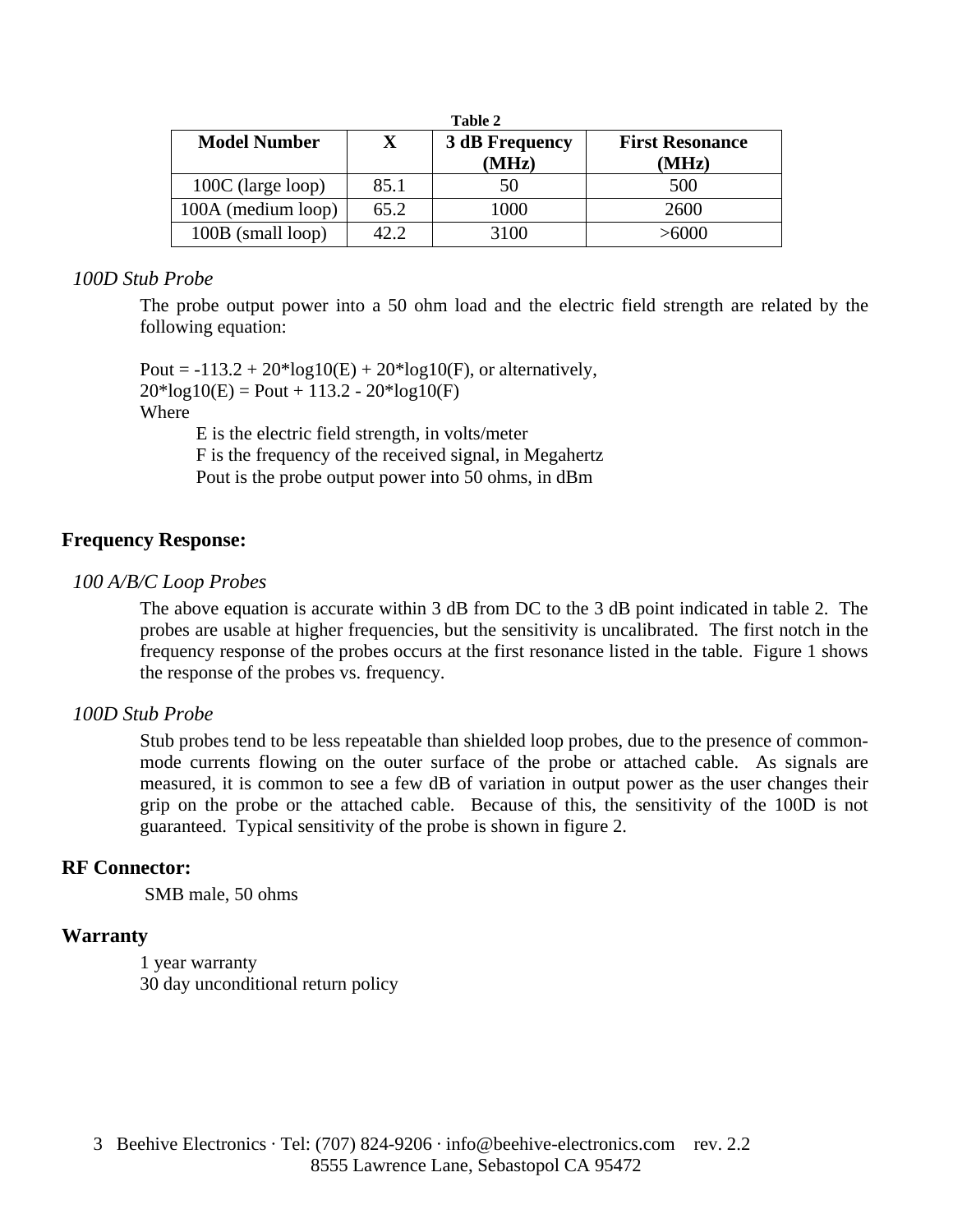**Table 2**

| Model Number | X | 3 dB Frequency (MHz) | First Resonance (MHz) |
|---|---|---|---|
| 100C (large loop) | 85.1 | 50 | 500 |
| 100A (medium loop) | 65.2 | 1000 | 2600 |
| 100B (small loop) | 42.2 | 3100 | >6000 |

*100D Stub Probe*

The probe output power into a 50 ohm load and the electric field strength are related by the following equation:

$Pout = -113.2 + 20*\log10(E) + 20*\log10(F)$, or alternatively,
$20*\log10(E) = Pout + 113.2 - 20*\log10(F)$
Where
E is the electric field strength, in volts/meter
F is the frequency of the received signal, in Megahertz
Pout is the probe output power into 50 ohms, in dBm

## Frequency Response:

*100 A/B/C Loop Probes*

The above equation is accurate within 3 dB from DC to the 3 dB point indicated in table 2. The probes are usable at higher frequencies, but the sensitivity is uncalibrated. The first notch in the frequency response of the probes occurs at the first resonance listed in the table. Figure 1 shows the response of the probes vs. frequency.

*100D Stub Probe*

Stub probes tend to be less repeatable than shielded loop probes, due to the presence of common-mode currents flowing on the outer surface of the probe or attached cable. As signals are measured, it is common to see a few dB of variation in output power as the user changes their grip on the probe or the attached cable. Because of this, the sensitivity of the 100D is not guaranteed. Typical sensitivity of the probe is shown in figure 2.

## RF Connector:

SMB male, 50 ohms

## Warranty

1 year warranty
30 day unconditional return policy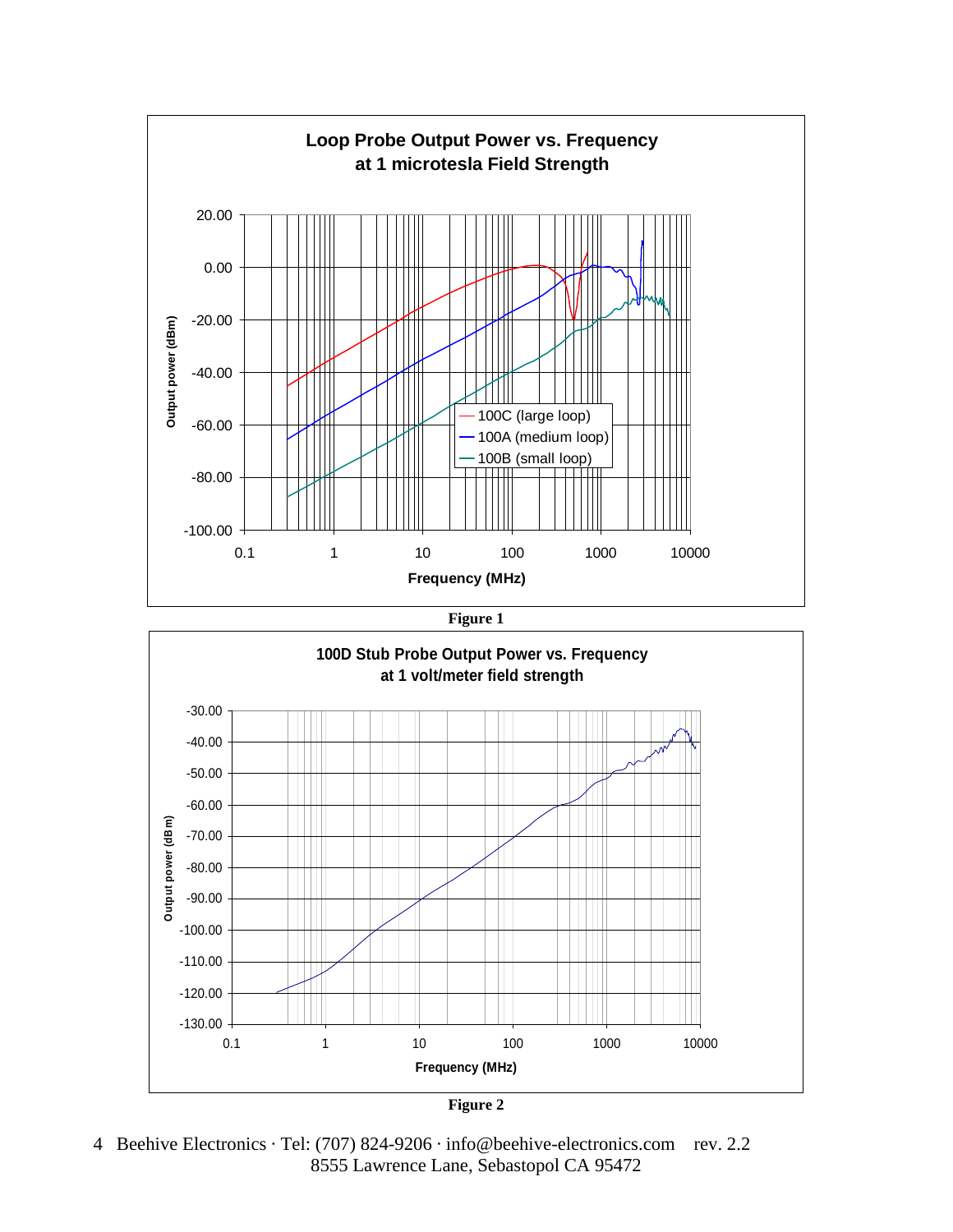Loop Probe Output Power vs. Frequency
at 1 microtesla Field Strength

Output power (dBm)

20.00
0.00
-20.00
-40.00
-60.00
-80.00
-100.00

0.1
1
10
100
1000
10000

Frequency (MHz)

100C (large loop)
100A (medium loop)
100B (small loop)

**Figure 1**

100D Stub Probe Output Power vs. Frequency
at 1 volt/meter field strength

Output power (dBm)

-30.00
-40.00
-50.00
-60.00
-70.00
-80.00
-90.00
-100.00
-110.00
-120.00
-130.00

0.1
1
10
100
1000
10000

Frequency (MHz)

**Figure 2**